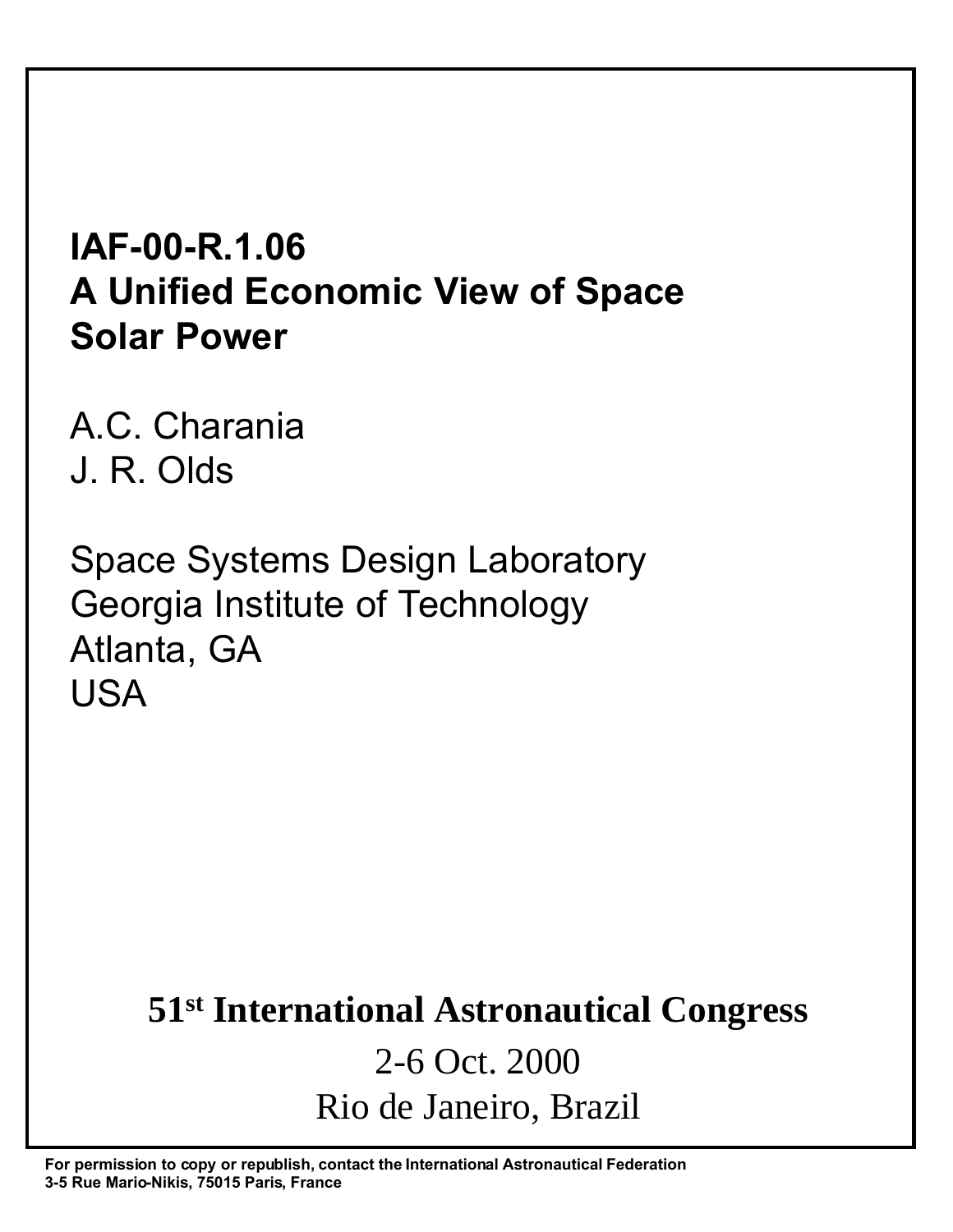# IAF-00-R.1.06
# A Unified Economic View of Space Solar Power

A.C. Charania
J. R. Olds

Space Systems Design Laboratory
Georgia Institute of Technology
Atlanta, GA
USA

**51st International Astronautical Congress**

2-6 Oct. 2000

Rio de Janeiro, Brazil

**For permission to copy or republish, contact the International Astronautical Federation**
**3-5 Rue Mario-Nikis, 75015 Paris, France**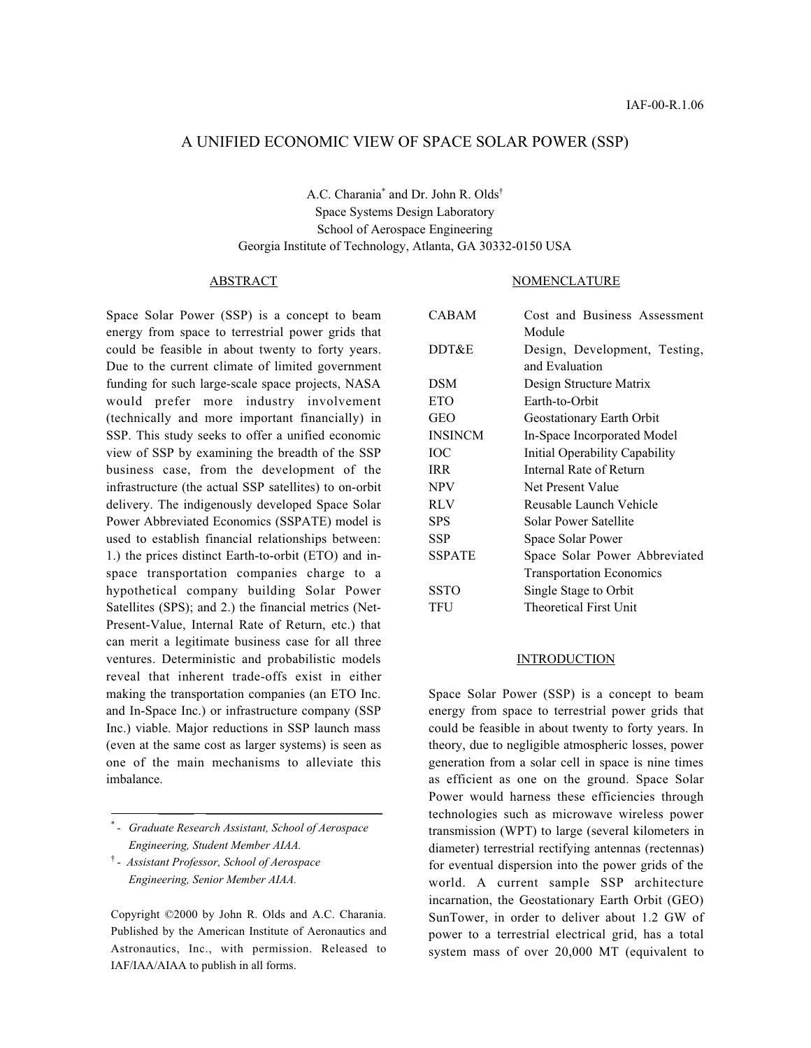IAF-00-R.1.06

# A UNIFIED ECONOMIC VIEW OF SPACE SOLAR POWER (SSP)

A.C. Charania[*] and Dr. John R. Olds[†]
Space Systems Design Laboratory
School of Aerospace Engineering
Georgia Institute of Technology, Atlanta, GA 30332-0150 USA

## ABSTRACT

Space Solar Power (SSP) is a concept to beam energy from space to terrestrial power grids that could be feasible in about twenty to forty years. Due to the current climate of limited government funding for such large-scale space projects, NASA would prefer more industry involvement (technically and more important financially) in SSP. This study seeks to offer a unified economic view of SSP by examining the breadth of the SSP business case, from the development of the infrastructure (the actual SSP satellites) to on-orbit delivery. The indigenously developed Space Solar Power Abbreviated Economics (SSPATE) model is used to establish financial relationships between: 1.) the prices distinct Earth-to-orbit (ETO) and in-space transportation companies charge to a hypothetical company building Solar Power Satellites (SPS); and 2.) the financial metrics (Net-Present-Value, Internal Rate of Return, etc.) that can merit a legitimate business case for all three ventures. Deterministic and probabilistic models reveal that inherent trade-offs exist in either making the transportation companies (an ETO Inc. and In-Space Inc.) or infrastructure company (SSP Inc.) viable. Major reductions in SSP launch mass (even at the same cost as larger systems) is seen as one of the main mechanisms to alleviate this imbalance.

---

[*] - *Graduate Research Assistant, School of Aerospace Engineering, Student Member AIAA.*

[†] - *Assistant Professor, School of Aerospace Engineering, Senior Member AIAA.*

Copyright ©2000 by John R. Olds and A.C. Charania. Published by the American Institute of Aeronautics and Astronautics, Inc., with permission. Released to IAF/IAA/AIAA to publish in all forms.

## NOMENCLATURE

| | |
|---|---|
| CABAM | Cost and Business Assessment Module |
| DDT&E | Design, Development, Testing, and Evaluation |
| DSM | Design Structure Matrix |
| ETO | Earth-to-Orbit |
| GEO | Geostationary Earth Orbit |
| INSINCM | In-Space Incorporated Model |
| IOC | Initial Operability Capability |
| IRR | Internal Rate of Return |
| NPV | Net Present Value |
| RLV | Reusable Launch Vehicle |
| SPS | Solar Power Satellite |
| SSP | Space Solar Power |
| SSPATE | Space Solar Power Abbreviated Transportation Economics |
| SSTO | Single Stage to Orbit |
| TFU | Theoretical First Unit |

## INTRODUCTION

Space Solar Power (SSP) is a concept to beam energy from space to terrestrial power grids that could be feasible in about twenty to forty years. In theory, due to negligible atmospheric losses, power generation from a solar cell in space is nine times as efficient as one on the ground. Space Solar Power would harness these efficiencies through technologies such as microwave wireless power transmission (WPT) to large (several kilometers in diameter) terrestrial rectifying antennas (rectennas) for eventual dispersion into the power grids of the world. A current sample SSP architecture incarnation, the Geostationary Earth Orbit (GEO) SunTower, in order to deliver about 1.2 GW of power to a terrestrial electrical grid, has a total system mass of over 20,000 MT (equivalent to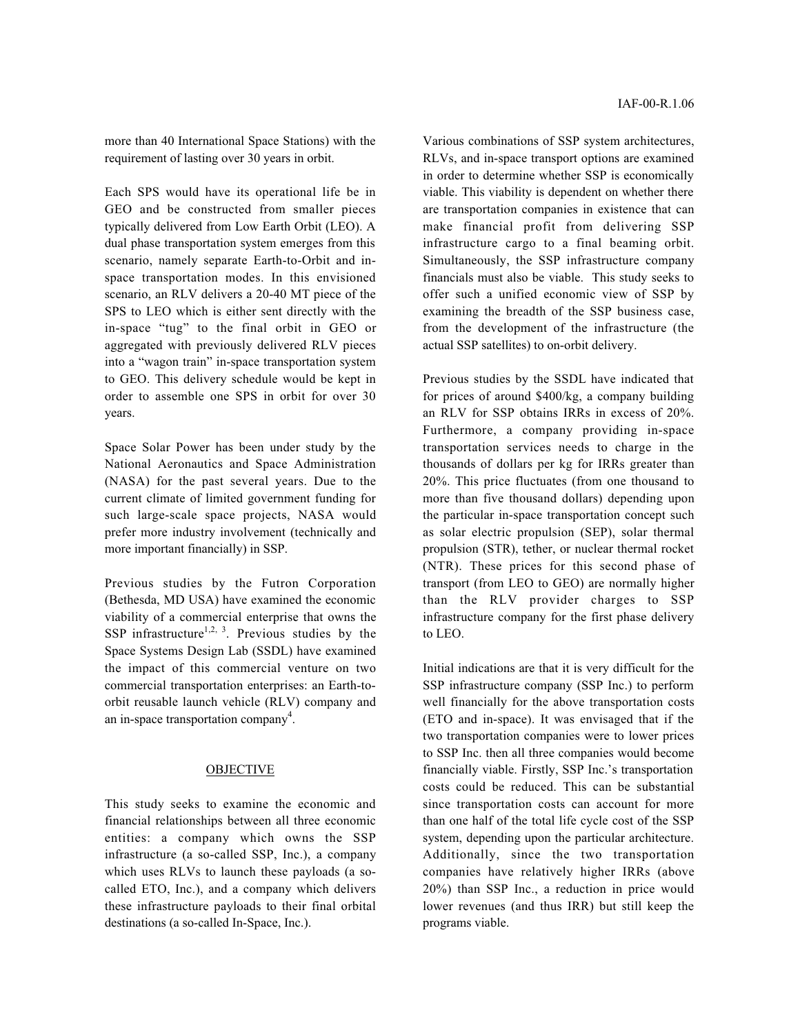more than 40 International Space Stations) with the requirement of lasting over 30 years in orbit.

Each SPS would have its operational life be in GEO and be constructed from smaller pieces typically delivered from Low Earth Orbit (LEO). A dual phase transportation system emerges from this scenario, namely separate Earth-to-Orbit and in-space transportation modes. In this envisioned scenario, an RLV delivers a 20-40 MT piece of the SPS to LEO which is either sent directly with the in-space "tug" to the final orbit in GEO or aggregated with previously delivered RLV pieces into a "wagon train" in-space transportation system to GEO. This delivery schedule would be kept in order to assemble one SPS in orbit for over 30 years.

Space Solar Power has been under study by the National Aeronautics and Space Administration (NASA) for the past several years. Due to the current climate of limited government funding for such large-scale space projects, NASA would prefer more industry involvement (technically and more important financially) in SSP.

Previous studies by the Futron Corporation (Bethesda, MD USA) have examined the economic viability of a commercial enterprise that owns the SSP infrastructure[1,2,3]. Previous studies by the Space Systems Design Lab (SSDL) have examined the impact of this commercial venture on two commercial transportation enterprises: an Earth-to-orbit reusable launch vehicle (RLV) company and an in-space transportation company[4].

## OBJECTIVE

This study seeks to examine the economic and financial relationships between all three economic entities: a company which owns the SSP infrastructure (a so-called SSP, Inc.), a company which uses RLVs to launch these payloads (a so-called ETO, Inc.), and a company which delivers these infrastructure payloads to their final orbital destinations (a so-called In-Space, Inc.).

Various combinations of SSP system architectures, RLVs, and in-space transport options are examined in order to determine whether SSP is economically viable. This viability is dependent on whether there are transportation companies in existence that can make financial profit from delivering SSP infrastructure cargo to a final beaming orbit. Simultaneously, the SSP infrastructure company financials must also be viable. This study seeks to offer such a unified economic view of SSP by examining the breadth of the SSP business case, from the development of the infrastructure (the actual SSP satellites) to on-orbit delivery.

Previous studies by the SSDL have indicated that for prices of around \$400/kg, a company building an RLV for SSP obtains IRRs in excess of 20%. Furthermore, a company providing in-space transportation services needs to charge in the thousands of dollars per kg for IRRs greater than 20%. This price fluctuates (from one thousand to more than five thousand dollars) depending upon the particular in-space transportation concept such as solar electric propulsion (SEP), solar thermal propulsion (STR), tether, or nuclear thermal rocket (NTR). These prices for this second phase of transport (from LEO to GEO) are normally higher than the RLV provider charges to SSP infrastructure company for the first phase delivery to LEO.

Initial indications are that it is very difficult for the SSP infrastructure company (SSP Inc.) to perform well financially for the above transportation costs (ETO and in-space). It was envisaged that if the two transportation companies were to lower prices to SSP Inc. then all three companies would become financially viable. Firstly, SSP Inc.'s transportation costs could be reduced. This can be substantial since transportation costs can account for more than one half of the total life cycle cost of the SSP system, depending upon the particular architecture. Additionally, since the two transportation companies have relatively higher IRRs (above 20%) than SSP Inc., a reduction in price would lower revenues (and thus IRR) but still keep the programs viable.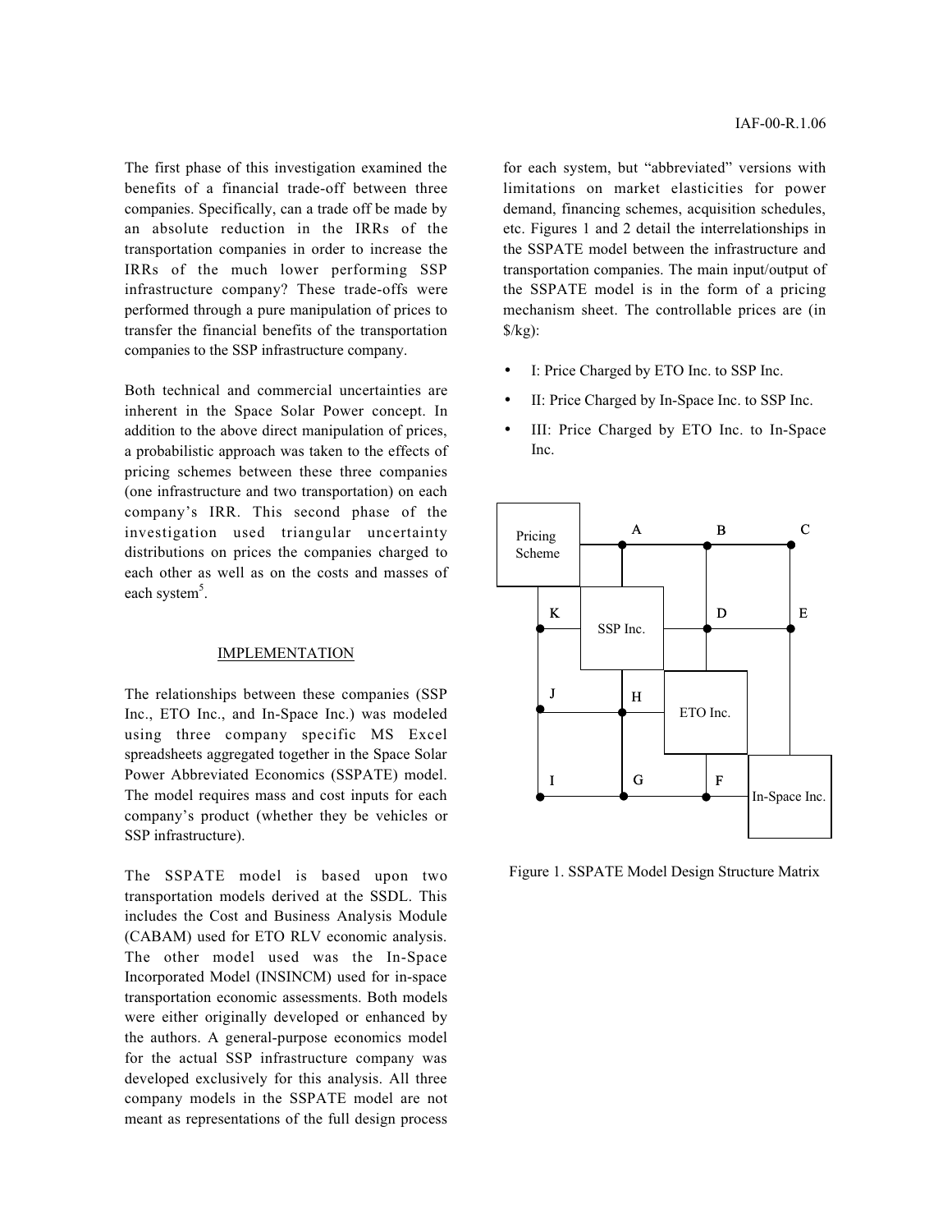The first phase of this investigation examined the benefits of a financial trade-off between three companies. Specifically, can a trade off be made by an absolute reduction in the IRRs of the transportation companies in order to increase the IRRs of the much lower performing SSP infrastructure company? These trade-offs were performed through a pure manipulation of prices to transfer the financial benefits of the transportation companies to the SSP infrastructure company.

Both technical and commercial uncertainties are inherent in the Space Solar Power concept. In addition to the above direct manipulation of prices, a probabilistic approach was taken to the effects of pricing schemes between these three companies (one infrastructure and two transportation) on each company's IRR. This second phase of the investigation used triangular uncertainty distributions on prices the companies charged to each other as well as on the costs and masses of each system[5].

## IMPLEMENTATION

The relationships between these companies (SSP Inc., ETO Inc., and In-Space Inc.) was modeled using three company specific MS Excel spreadsheets aggregated together in the Space Solar Power Abbreviated Economics (SSPATE) model. The model requires mass and cost inputs for each company's product (whether they be vehicles or SSP infrastructure).

The SSPATE model is based upon two transportation models derived at the SSDL. This includes the Cost and Business Analysis Module (CABAM) used for ETO RLV economic analysis. The other model used was the In-Space Incorporated Model (INSINCM) used for in-space transportation economic assessments. Both models were either originally developed or enhanced by the authors. A general-purpose economics model for the actual SSP infrastructure company was developed exclusively for this analysis. All three company models in the SSPATE model are not meant as representations of the full design process for each system, but "abbreviated" versions with limitations on market elasticities for power demand, financing schemes, acquisition schedules, etc. Figures 1 and 2 detail the interrelationships in the SSPATE model between the infrastructure and transportation companies. The main input/output of the SSPATE model is in the form of a pricing mechanism sheet. The controllable prices are (in $/kg):

- I: Price Charged by ETO Inc. to SSP Inc.
- II: Price Charged by In-Space Inc. to SSP Inc.
- III: Price Charged by ETO Inc. to In-Space Inc.

Pricing Scheme, A, B, C, K, SSP Inc., D, E, J, H, ETO Inc., I, G, F, In-Space Inc.

Figure 1. SSPATE Model Design Structure Matrix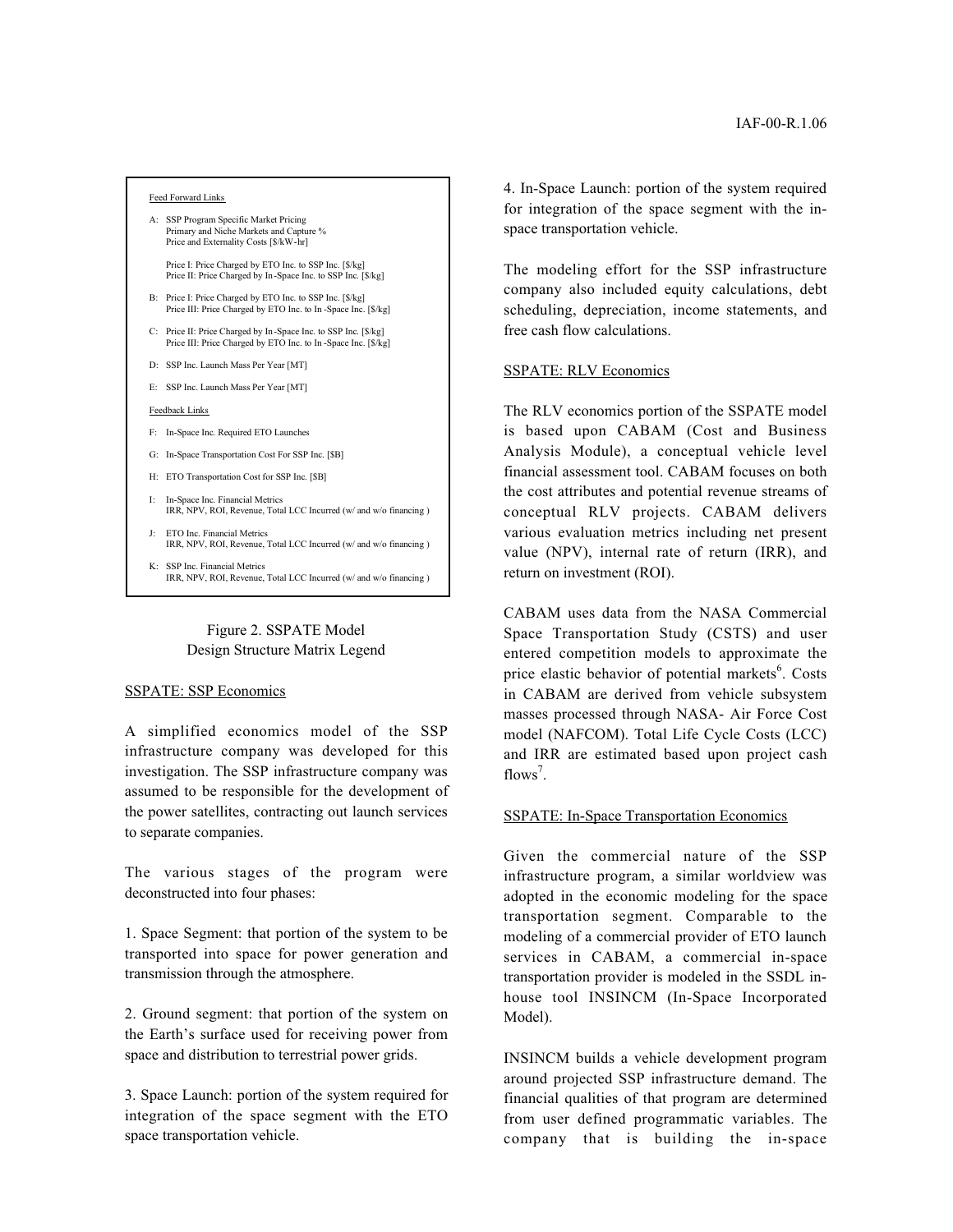Feed Forward Links

A: SSP Program Specific Market Pricing
Primary and Niche Markets and Capture %
Price and Externality Costs [$/kW-hr]

Price I: Price Charged by ETO Inc. to SSP Inc. [$/kg]
Price II: Price Charged by In-Space Inc. to SSP Inc. [$/kg]

B: Price I: Price Charged by ETO Inc. to SSP Inc. [$/kg]
Price III: Price Charged by ETO Inc. to In-Space Inc. [$/kg]

C: Price II: Price Charged by In-Space Inc. to SSP Inc. [$/kg]
Price III: Price Charged by ETO Inc. to In-Space Inc. [$/kg]

D: SSP Inc. Launch Mass Per Year [MT]

E: SSP Inc. Launch Mass Per Year [MT]

Feedback Links

F: In-Space Inc. Required ETO Launches

G: In-Space Transportation Cost For SSP Inc. [$B]

H: ETO Transportation Cost for SSP Inc. [$B]

I: In-Space Inc. Financial Metrics
IRR, NPV, ROI, Revenue, Total LCC Incurred (w/ and w/o financing )

J: ETO Inc. Financial Metrics
IRR, NPV, ROI, Revenue, Total LCC Incurred (w/ and w/o financing )

K: SSP Inc. Financial Metrics
IRR, NPV, ROI, Revenue, Total LCC Incurred (w/ and w/o financing )

Figure 2. SSPATE Model Design Structure Matrix Legend

## SSPATE: SSP Economics

A simplified economics model of the SSP infrastructure company was developed for this investigation. The SSP infrastructure company was assumed to be responsible for the development of the power satellites, contracting out launch services to separate companies.

The various stages of the program were deconstructed into four phases:

1. Space Segment: that portion of the system to be transported into space for power generation and transmission through the atmosphere.

2. Ground segment: that portion of the system on the Earth's surface used for receiving power from space and distribution to terrestrial power grids.

3. Space Launch: portion of the system required for integration of the space segment with the ETO space transportation vehicle.

4. In-Space Launch: portion of the system required for integration of the space segment with the in-space transportation vehicle.

The modeling effort for the SSP infrastructure company also included equity calculations, debt scheduling, depreciation, income statements, and free cash flow calculations.

## SSPATE: RLV Economics

The RLV economics portion of the SSPATE model is based upon CABAM (Cost and Business Analysis Module), a conceptual vehicle level financial assessment tool. CABAM focuses on both the cost attributes and potential revenue streams of conceptual RLV projects. CABAM delivers various evaluation metrics including net present value (NPV), internal rate of return (IRR), and return on investment (ROI).

CABAM uses data from the NASA Commercial Space Transportation Study (CSTS) and user entered competition models to approximate the price elastic behavior of potential markets[6]. Costs in CABAM are derived from vehicle subsystem masses processed through NASA- Air Force Cost model (NAFCOM). Total Life Cycle Costs (LCC) and IRR are estimated based upon project cash flows[7].

## SSPATE: In-Space Transportation Economics

Given the commercial nature of the SSP infrastructure program, a similar worldview was adopted in the economic modeling for the space transportation segment. Comparable to the modeling of a commercial provider of ETO launch services in CABAM, a commercial in-space transportation provider is modeled in the SSDL in-house tool INSINCM (In-Space Incorporated Model).

INSINCM builds a vehicle development program around projected SSP infrastructure demand. The financial qualities of that program are determined from user defined programmatic variables. The company that is building the in-space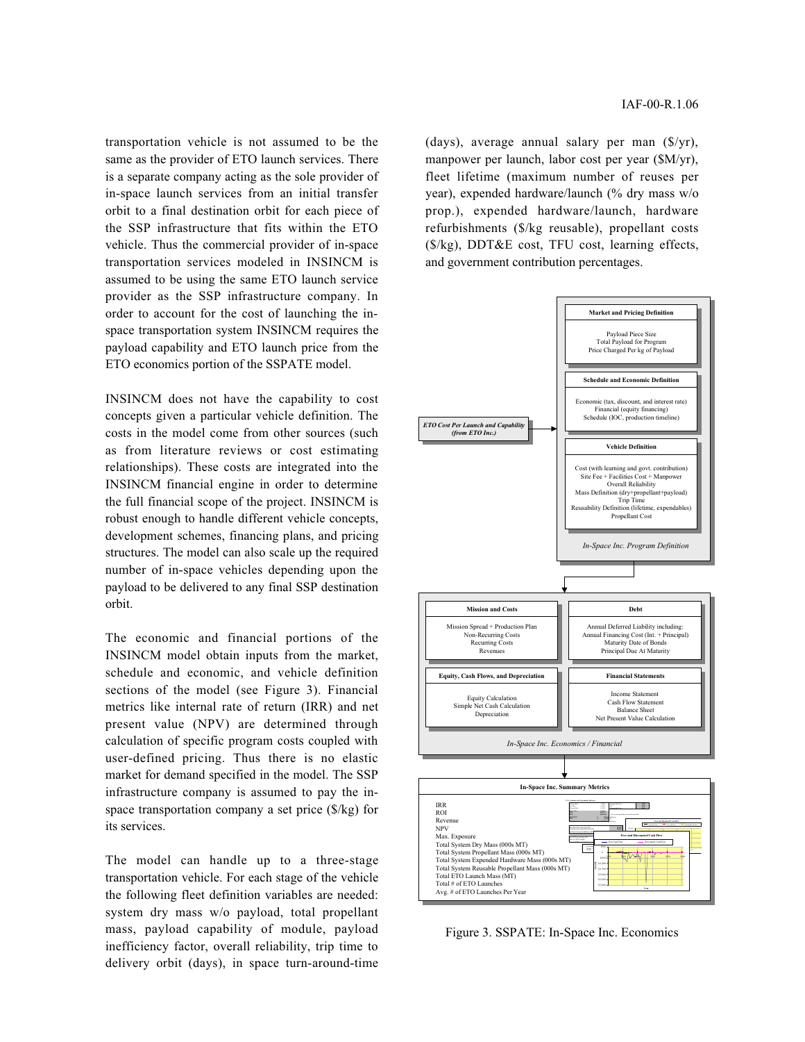transportation vehicle is not assumed to be the same as the provider of ETO launch services. There is a separate company acting as the sole provider of in-space launch services from an initial transfer orbit to a final destination orbit for each piece of the SSP infrastructure that fits within the ETO vehicle. Thus the commercial provider of in-space transportation services modeled in INSINCM is assumed to be using the same ETO launch service provider as the SSP infrastructure company. In order to account for the cost of launching the in-space transportation system INSINCM requires the payload capability and ETO launch price from the ETO economics portion of the SSPATE model.

INSINCM does not have the capability to cost concepts given a particular vehicle definition. The costs in the model come from other sources (such as from literature reviews or cost estimating relationships). These costs are integrated into the INSINCM financial engine in order to determine the full financial scope of the project. INSINCM is robust enough to handle different vehicle concepts, development schemes, financing plans, and pricing structures. The model can also scale up the required number of in-space vehicles depending upon the payload to be delivered to any final SSP destination orbit.

The economic and financial portions of the INSINCM model obtain inputs from the market, schedule and economic, and vehicle definition sections of the model (see Figure 3). Financial metrics like internal rate of return (IRR) and net present value (NPV) are determined through calculation of specific program costs coupled with user-defined pricing. Thus there is no elastic market for demand specified in the model. The SSP infrastructure company is assumed to pay the in-space transportation company a set price ($/kg) for its services.

The model can handle up to a three-stage transportation vehicle. For each stage of the vehicle the following fleet definition variables are needed: system dry mass w/o payload, total propellant mass, payload capability of module, payload inefficiency factor, overall reliability, trip time to delivery orbit (days), in space turn-around-time (days), average annual salary per man ($/yr), manpower per launch, labor cost per year ($M/yr), fleet lifetime (maximum number of reuses per year), expended hardware/launch (% dry mass w/o prop.), expended hardware/launch, hardware refurbishments ($/kg reusable), propellant costs ($/kg), DDT&E cost, TFU cost, learning effects, and government contribution percentages.

**Market and Pricing Definition**
Payload Piece Size
Total Payload for Program
Price Charged Per kg of Payload

**Schedule and Economic Definition**
Economic (tax, discount, and interest rate)
Financial (equity financing)
Schedule (IOC, production timeline)

*ETO Cost Per Launch and Capability (from ETO Inc.)*

**Vehicle Definition**
Cost (with learning and govt. contribution)
Site Fee + Facilities Cost + Manpower
Overall Reliability
Mass Definition (dry+propellant+payload)
Trip Time
Reusability Definition (lifetime, expendables)
Propellant Cost

*In-Space Inc. Program Definition*

**Mission and Costs**
Mission Spread + Production Plan
Non-Recurring Costs
Recurring Costs
Revenues

**Debt**
Annual Deferred Liability including:
Annual Financing Cost (Int. + Principal)
Maturity Date of Bonds
Principal Due At Maturity

**Equity, Cash Flows, and Depreciation**
Equity Calculation
Simple Net Cash Calculation
Depreciation

**Financial Statements**
Income Statement
Cash Flow Statement
Balance Sheet
Net Present Value Calculation

*In-Space Inc. Economics / Financial*

**In-Space Inc. Summary Metrics**
IRR
ROI
Revenue
NPV
Max. Exposure
Total System Dry Mass (000s MT)
Total System Propellant Mass (000s MT)
Total System Expended Hardware Mass (000s MT)
Total System Reusable Propellant Mass (000s MT)
Total ETO Launch Mass (MT)
Total # of ETO Launches
Avg. # of ETO Launches Per Year

Figure 3. SSPATE: In-Space Inc. Economics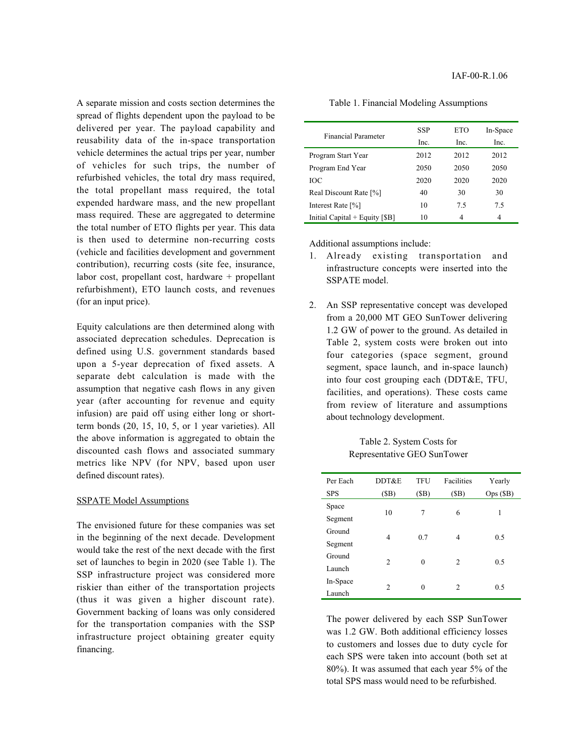A separate mission and costs section determines the spread of flights dependent upon the payload to be delivered per year. The payload capability and reusability data of the in-space transportation vehicle determines the actual trips per year, number of vehicles for such trips, the number of refurbished vehicles, the total dry mass required, the total propellant mass required, the total expended hardware mass, and the new propellant mass required. These are aggregated to determine the total number of ETO flights per year. This data is then used to determine non-recurring costs (vehicle and facilities development and government contribution), recurring costs (site fee, insurance, labor cost, propellant cost, hardware + propellant refurbishment), ETO launch costs, and revenues (for an input price).

Equity calculations are then determined along with associated deprecation schedules. Deprecation is defined using U.S. government standards based upon a 5-year deprecation of fixed assets. A separate debt calculation is made with the assumption that negative cash flows in any given year (after accounting for revenue and equity infusion) are paid off using either long or short-term bonds (20, 15, 10, 5, or 1 year varieties). All the above information is aggregated to obtain the discounted cash flows and associated summary metrics like NPV (for NPV, based upon user defined discount rates).

## SSPATE Model Assumptions

The envisioned future for these companies was set in the beginning of the next decade. Development would take the rest of the next decade with the first set of launches to begin in 2020 (see Table 1). The SSP infrastructure project was considered more riskier than either of the transportation projects (thus it was given a higher discount rate). Government backing of loans was only considered for the transportation companies with the SSP infrastructure project obtaining greater equity financing.

Table 1. Financial Modeling Assumptions

| Financial Parameter | SSP Inc. | ETO Inc. | In-Space Inc. |
|---|---|---|---|
| Program Start Year | 2012 | 2012 | 2012 |
| Program End Year | 2050 | 2050 | 2050 |
| IOC | 2020 | 2020 | 2020 |
| Real Discount Rate [%] | 40 | 30 | 30 |
| Interest Rate [%] | 10 | 7.5 | 7.5 |
| Initial Capital + Equity [$B] | 10 | 4 | 4 |

Additional assumptions include:

1. Already existing transportation and infrastructure concepts were inserted into the SSPATE model.

2. An SSP representative concept was developed from a 20,000 MT GEO SunTower delivering 1.2 GW of power to the ground. As detailed in Table 2, system costs were broken out into four categories (space segment, ground segment, space launch, and in-space launch) into four cost grouping each (DDT&E, TFU, facilities, and operations). These costs came from review of literature and assumptions about technology development.

Table 2. System Costs for Representative GEO SunTower

| Per Each SPS | DDT&E ($B) | TFU ($B) | Facilities ($B) | Yearly Ops ($B) |
|---|---|---|---|---|
| Space Segment | 10 | 7 | 6 | 1 |
| Ground Segment | 4 | 0.7 | 4 | 0.5 |
| Ground Launch | 2 | 0 | 2 | 0.5 |
| In-Space Launch | 2 | 0 | 2 | 0.5 |

The power delivered by each SSP SunTower was 1.2 GW. Both additional efficiency losses to customers and losses due to duty cycle for each SPS were taken into account (both set at 80%). It was assumed that each year 5% of the total SPS mass would need to be refurbished.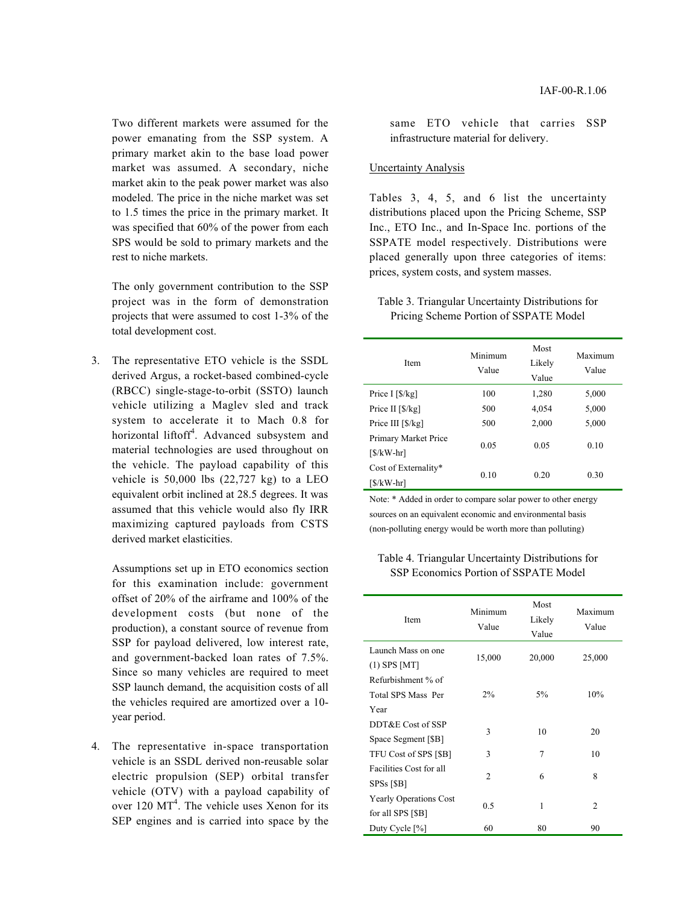Two different markets were assumed for the power emanating from the SSP system. A primary market akin to the base load power market was assumed. A secondary, niche market akin to the peak power market was also modeled. The price in the niche market was set to 1.5 times the price in the primary market. It was specified that 60% of the power from each SPS would be sold to primary markets and the rest to niche markets.

The only government contribution to the SSP project was in the form of demonstration projects that were assumed to cost 1-3% of the total development cost.

3. The representative ETO vehicle is the SSDL derived Argus, a rocket-based combined-cycle (RBCC) single-stage-to-orbit (SSTO) launch vehicle utilizing a Maglev sled and track system to accelerate it to Mach 0.8 for horizontal liftoff[4]. Advanced subsystem and material technologies are used throughout on the vehicle. The payload capability of this vehicle is 50,000 lbs (22,727 kg) to a LEO equivalent orbit inclined at 28.5 degrees. It was assumed that this vehicle would also fly IRR maximizing captured payloads from CSTS derived market elasticities.

   Assumptions set up in ETO economics section for this examination include: government offset of 20% of the airframe and 100% of the development costs (but none of the production), a constant source of revenue from SSP for payload delivered, low interest rate, and government-backed loan rates of 7.5%. Since so many vehicles are required to meet SSP launch demand, the acquisition costs of all the vehicles required are amortized over a 10-year period.

4. The representative in-space transportation vehicle is an SSDL derived non-reusable solar electric propulsion (SEP) orbital transfer vehicle (OTV) with a payload capability of over 120 MT[4]. The vehicle uses Xenon for its SEP engines and is carried into space by the same ETO vehicle that carries SSP infrastructure material for delivery.

Uncertainty Analysis

Tables 3, 4, 5, and 6 list the uncertainty distributions placed upon the Pricing Scheme, SSP Inc., ETO Inc., and In-Space Inc. portions of the SSPATE model respectively. Distributions were placed generally upon three categories of items: prices, system costs, and system masses.

Table 3. Triangular Uncertainty Distributions for Pricing Scheme Portion of SSPATE Model

| Item | Minimum Value | Most Likely Value | Maximum Value |
|---|---|---|---|
| Price I [$/kg] | 100 | 1,280 | 5,000 |
| Price II [$/kg] | 500 | 4,054 | 5,000 |
| Price III [$/kg] | 500 | 2,000 | 5,000 |
| Primary Market Price [$/kW-hr] | 0.05 | 0.05 | 0.10 |
| Cost of Externality* [$/kW-hr] | 0.10 | 0.20 | 0.30 |

Note: * Added in order to compare solar power to other energy sources on an equivalent economic and environmental basis (non-polluting energy would be worth more than polluting)

Table 4. Triangular Uncertainty Distributions for SSP Economics Portion of SSPATE Model

| Item | Minimum Value | Most Likely Value | Maximum Value |
|---|---|---|---|
| Launch Mass on one (1) SPS [MT] | 15,000 | 20,000 | 25,000 |
| Refurbishment % of Total SPS Mass Per Year | 2% | 5% | 10% |
| DDT&E Cost of SSP Space Segment [$B] | 3 | 10 | 20 |
| TFU Cost of SPS [$B] | 3 | 7 | 10 |
| Facilities Cost for all SPSs [$B] | 2 | 6 | 8 |
| Yearly Operations Cost for all SPS [$B] | 0.5 | 1 | 2 |
| Duty Cycle [%] | 60 | 80 | 90 |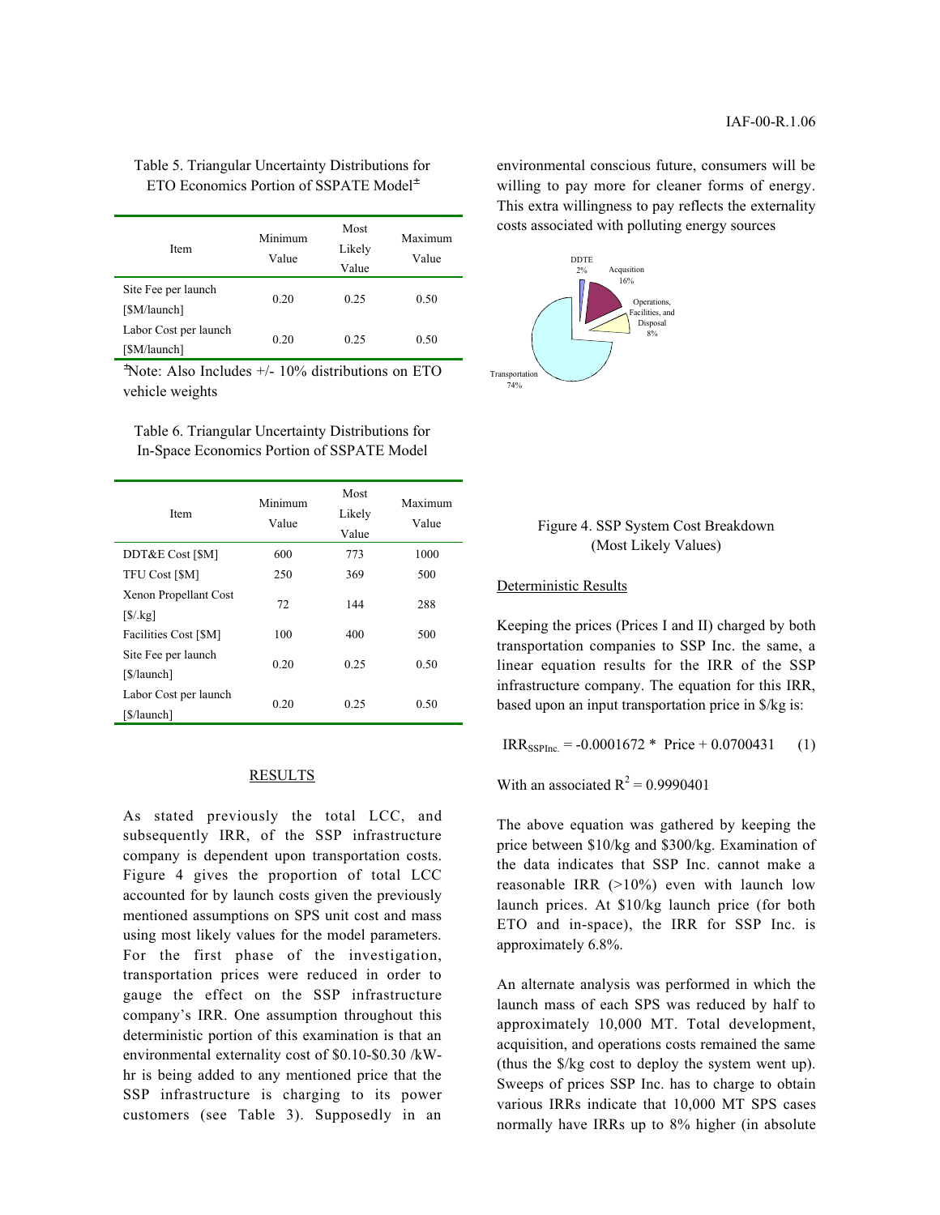Table 5. Triangular Uncertainty Distributions for ETO Economics Portion of SSPATE Model±

| Item | Minimum Value | Most Likely Value | Maximum Value |
|---|---|---|---|
| Site Fee per launch [$M/launch] | 0.20 | 0.25 | 0.50 |
| Labor Cost per launch [$M/launch] | 0.20 | 0.25 | 0.50 |

±Note: Also Includes +/- 10% distributions on ETO vehicle weights

Table 6. Triangular Uncertainty Distributions for In-Space Economics Portion of SSPATE Model

| Item | Minimum Value | Most Likely Value | Maximum Value |
|---|---|---|---|
| DDT&E Cost [$M] | 600 | 773 | 1000 |
| TFU Cost [$M] | 250 | 369 | 500 |
| Xenon Propellant Cost [$/.kg] | 72 | 144 | 288 |
| Facilities Cost [$M] | 100 | 400 | 500 |
| Site Fee per launch [$/launch] | 0.20 | 0.25 | 0.50 |
| Labor Cost per launch [$/launch] | 0.20 | 0.25 | 0.50 |

## RESULTS

As stated previously the total LCC, and subsequently IRR, of the SSP infrastructure company is dependent upon transportation costs. Figure 4 gives the proportion of total LCC accounted for by launch costs given the previously mentioned assumptions on SPS unit cost and mass using most likely values for the model parameters. For the first phase of the investigation, transportation prices were reduced in order to gauge the effect on the SSP infrastructure company's IRR. One assumption throughout this deterministic portion of this examination is that an environmental externality cost of $0.10-$0.30 /kW-hr is being added to any mentioned price that the SSP infrastructure is charging to its power customers (see Table 3). Supposedly in an environmental conscious future, consumers will be willing to pay more for cleaner forms of energy. This extra willingness to pay reflects the externality costs associated with polluting energy sources

DDTE 2%
Acqusition 16%
Operations, Facilities, and Disposal 8%
Transportation 74%

Figure 4. SSP System Cost Breakdown (Most Likely Values)

### Deterministic Results

Keeping the prices (Prices I and II) charged by both transportation companies to SSP Inc. the same, a linear equation results for the IRR of the SSP infrastructure company. The equation for this IRR, based upon an input transportation price in $/kg is:

$$IRR_{SSPInc.} = -0.0001672 * \text{Price} + 0.0700431 \quad (1)$$

With an associated $R^2 = 0.9990401$

The above equation was gathered by keeping the price between $10/kg and $300/kg. Examination of the data indicates that SSP Inc. cannot make a reasonable IRR (>10%) even with launch low launch prices. At $10/kg launch price (for both ETO and in-space), the IRR for SSP Inc. is approximately 6.8%.

An alternate analysis was performed in which the launch mass of each SPS was reduced by half to approximately 10,000 MT. Total development, acquisition, and operations costs remained the same (thus the $/kg cost to deploy the system went up). Sweeps of prices SSP Inc. has to charge to obtain various IRRs indicate that 10,000 MT SPS cases normally have IRRs up to 8% higher (in absolute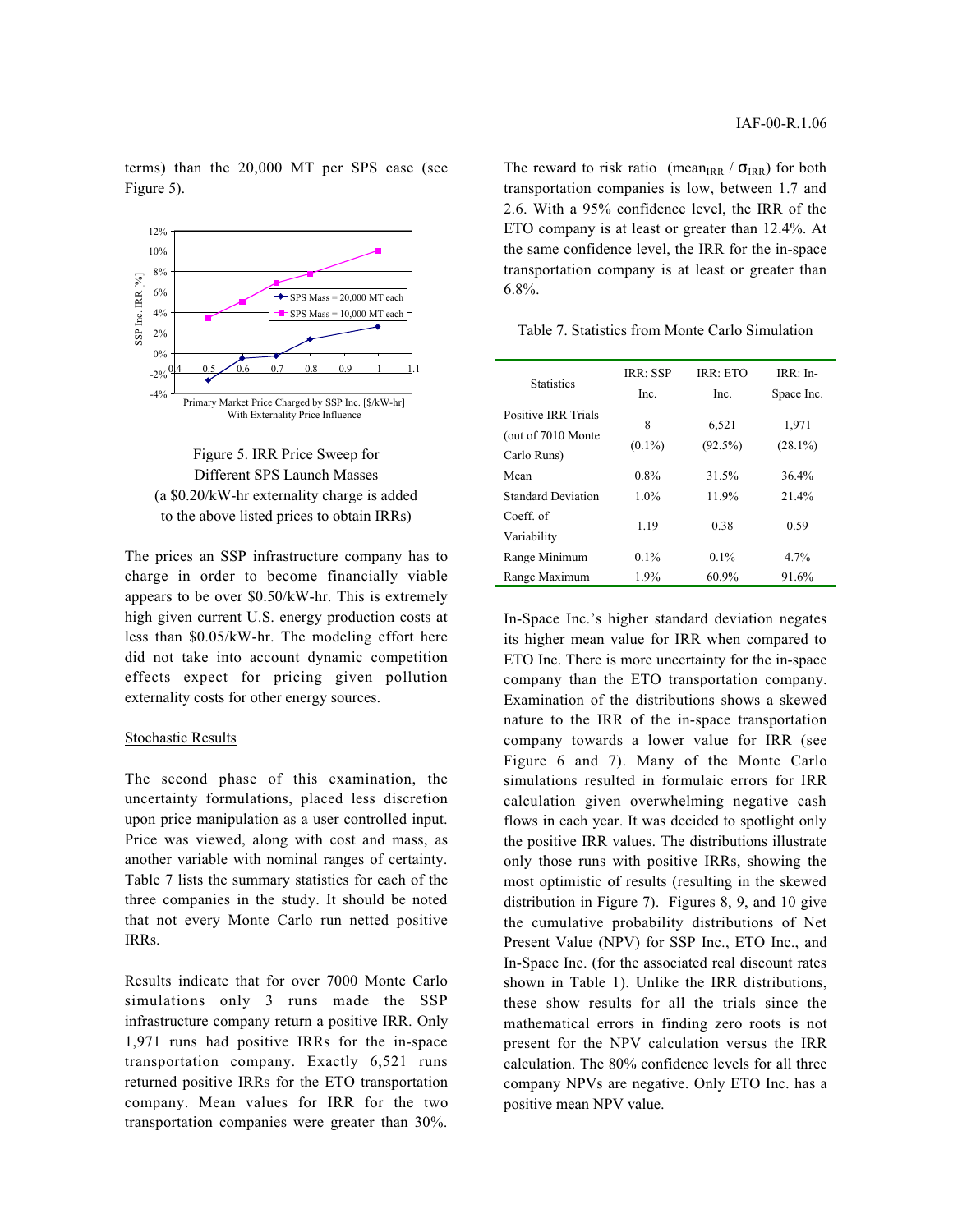terms) than the 20,000 MT per SPS case (see Figure 5).

Figure 5. IRR Price Sweep for Different SPS Launch Masses (a $0.20/kW-hr externality charge is added to the above listed prices to obtain IRRs)

The prices an SSP infrastructure company has to charge in order to become financially viable appears to be over $0.50/kW-hr. This is extremely high given current U.S. energy production costs at less than $0.05/kW-hr. The modeling effort here did not take into account dynamic competition effects expect for pricing given pollution externality costs for other energy sources.

Stochastic Results

The second phase of this examination, the uncertainty formulations, placed less discretion upon price manipulation as a user controlled input. Price was viewed, along with cost and mass, as another variable with nominal ranges of certainty. Table 7 lists the summary statistics for each of the three companies in the study. It should be noted that not every Monte Carlo run netted positive IRRs.

Results indicate that for over 7000 Monte Carlo simulations only 3 runs made the SSP infrastructure company return a positive IRR. Only 1,971 runs had positive IRRs for the in-space transportation company. Exactly 6,521 runs returned positive IRRs for the ETO transportation company. Mean values for IRR for the two transportation companies were greater than 30%. The reward to risk ratio ($mean_{IRR}$ / $\sigma_{IRR}$) for both transportation companies is low, between 1.7 and 2.6. With a 95% confidence level, the IRR of the ETO company is at least or greater than 12.4%. At the same confidence level, the IRR for the in-space transportation company is at least or greater than 6.8%.

Table 7. Statistics from Monte Carlo Simulation

| Statistics | IRR: SSP Inc. | IRR: ETO Inc. | IRR: In-Space Inc. |
|---|---|---|---|
| Positive IRR Trials (out of 7010 Monte Carlo Runs) | 8 (0.1%) | 6,521 (92.5%) | 1,971 (28.1%) |
| Mean | 0.8% | 31.5% | 36.4% |
| Standard Deviation | 1.0% | 11.9% | 21.4% |
| Coeff. of Variability | 1.19 | 0.38 | 0.59 |
| Range Minimum | 0.1% | 0.1% | 4.7% |
| Range Maximum | 1.9% | 60.9% | 91.6% |

In-Space Inc.'s higher standard deviation negates its higher mean value for IRR when compared to ETO Inc. There is more uncertainty for the in-space company than the ETO transportation company. Examination of the distributions shows a skewed nature to the IRR of the in-space transportation company towards a lower value for IRR (see Figure 6 and 7). Many of the Monte Carlo simulations resulted in formulaic errors for IRR calculation given overwhelming negative cash flows in each year. It was decided to spotlight only the positive IRR values. The distributions illustrate only those runs with positive IRRs, showing the most optimistic of results (resulting in the skewed distribution in Figure 7). Figures 8, 9, and 10 give the cumulative probability distributions of Net Present Value (NPV) for SSP Inc., ETO Inc., and In-Space Inc. (for the associated real discount rates shown in Table 1). Unlike the IRR distributions, these show results for all the trials since the mathematical errors in finding zero roots is not present for the NPV calculation versus the IRR calculation. The 80% confidence levels for all three company NPVs are negative. Only ETO Inc. has a positive mean NPV value.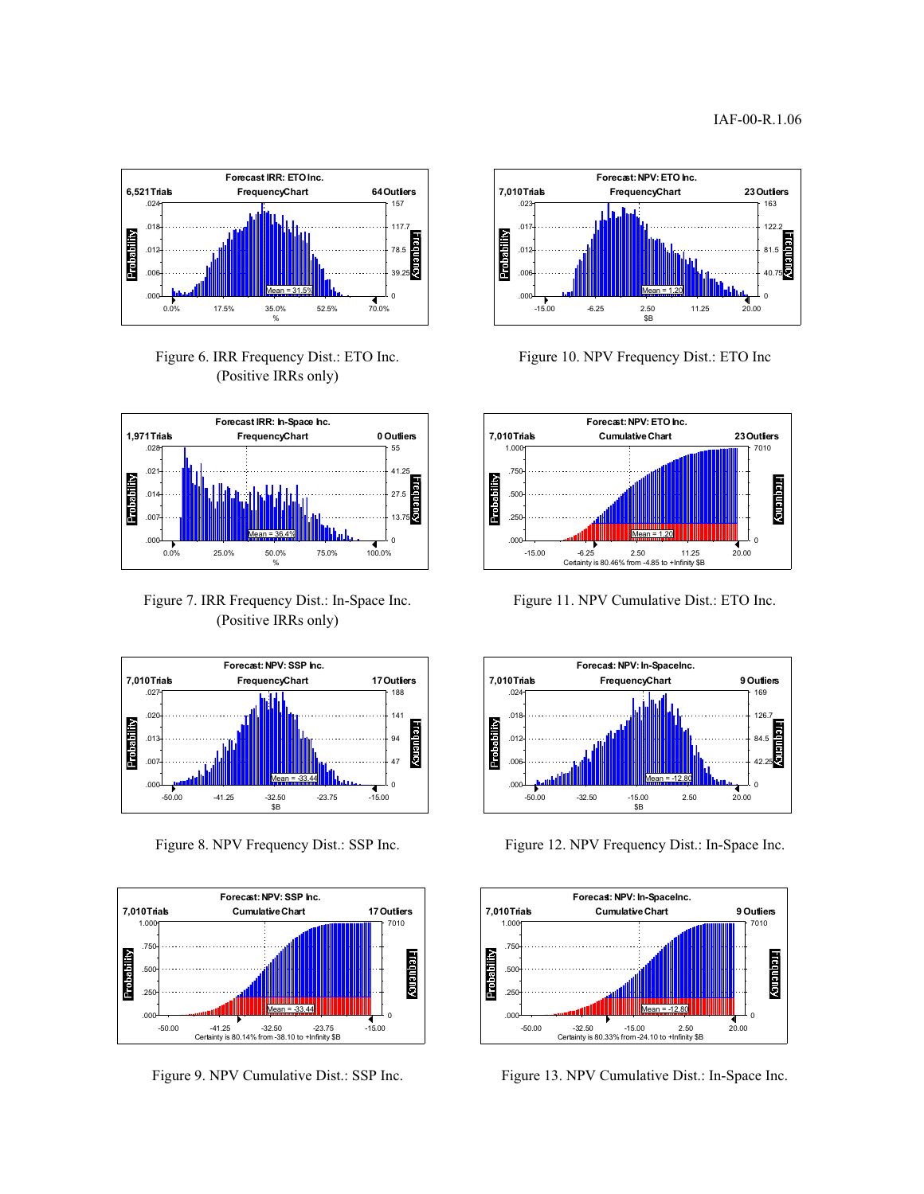Figure 6. IRR Frequency Dist.: ETO Inc. (Positive IRRs only)

Figure 10. NPV Frequency Dist.: ETO Inc

Figure 7. IRR Frequency Dist.: In-Space Inc. (Positive IRRs only)

Figure 11. NPV Cumulative Dist.: ETO Inc.

Figure 8. NPV Frequency Dist.: SSP Inc.

Figure 12. NPV Frequency Dist.: In-Space Inc.

Figure 9. NPV Cumulative Dist.: SSP Inc.

Figure 13. NPV Cumulative Dist.: In-Space Inc.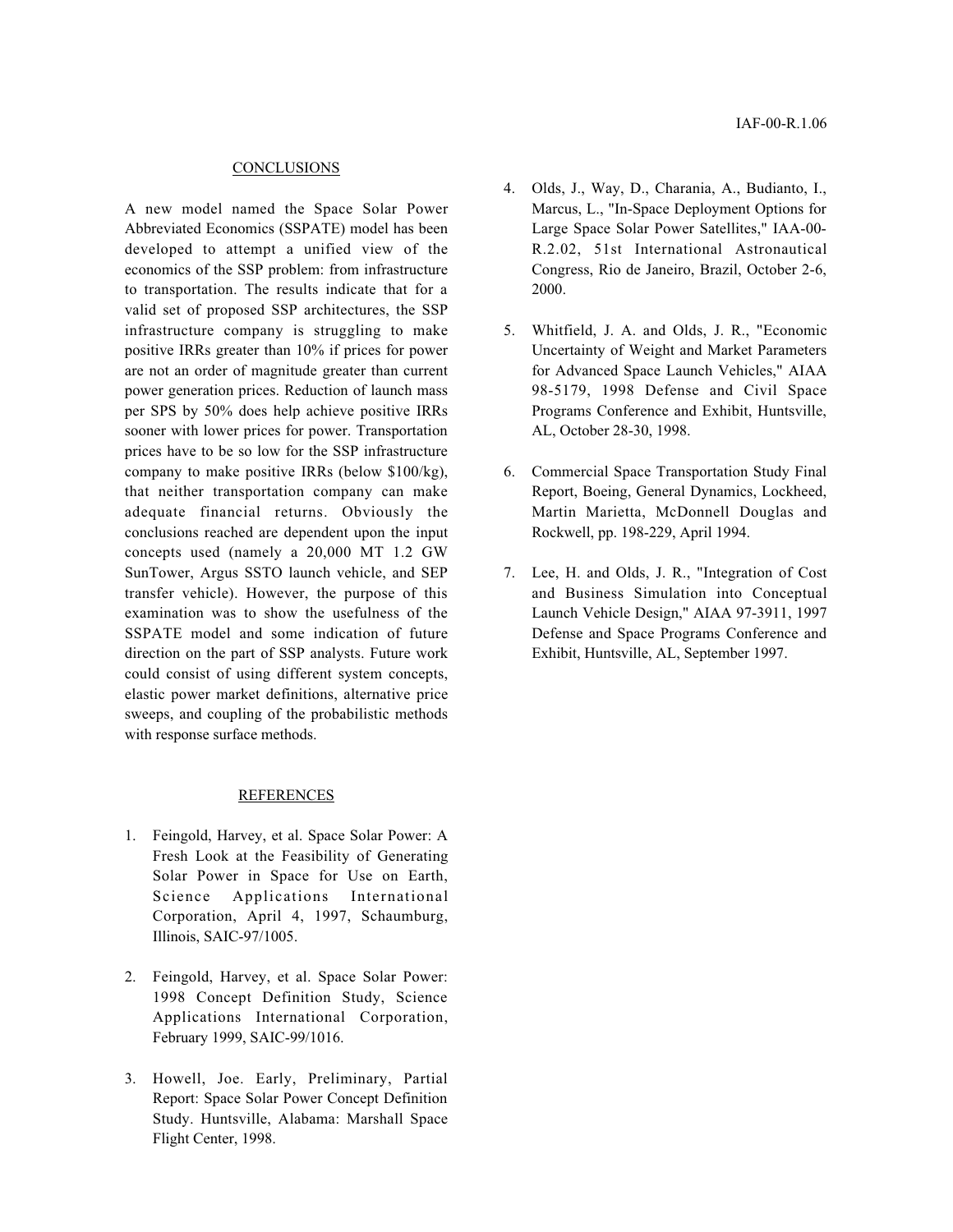## CONCLUSIONS

A new model named the Space Solar Power Abbreviated Economics (SSPATE) model has been developed to attempt a unified view of the economics of the SSP problem: from infrastructure to transportation. The results indicate that for a valid set of proposed SSP architectures, the SSP infrastructure company is struggling to make positive IRRs greater than 10% if prices for power are not an order of magnitude greater than current power generation prices. Reduction of launch mass per SPS by 50% does help achieve positive IRRs sooner with lower prices for power. Transportation prices have to be so low for the SSP infrastructure company to make positive IRRs (below $100/kg), that neither transportation company can make adequate financial returns. Obviously the conclusions reached are dependent upon the input concepts used (namely a 20,000 MT 1.2 GW SunTower, Argus SSTO launch vehicle, and SEP transfer vehicle). However, the purpose of this examination was to show the usefulness of the SSPATE model and some indication of future direction on the part of SSP analysts. Future work could consist of using different system concepts, elastic power market definitions, alternative price sweeps, and coupling of the probabilistic methods with response surface methods.

## REFERENCES

1. Feingold, Harvey, et al. Space Solar Power: A Fresh Look at the Feasibility of Generating Solar Power in Space for Use on Earth, Science Applications International Corporation, April 4, 1997, Schaumburg, Illinois, SAIC-97/1005.

2. Feingold, Harvey, et al. Space Solar Power: 1998 Concept Definition Study, Science Applications International Corporation, February 1999, SAIC-99/1016.

3. Howell, Joe. Early, Preliminary, Partial Report: Space Solar Power Concept Definition Study. Huntsville, Alabama: Marshall Space Flight Center, 1998.

4. Olds, J., Way, D., Charania, A., Budianto, I., Marcus, L., "In-Space Deployment Options for Large Space Solar Power Satellites," IAA-00-R.2.02, 51st International Astronautical Congress, Rio de Janeiro, Brazil, October 2-6, 2000.

5. Whitfield, J. A. and Olds, J. R., "Economic Uncertainty of Weight and Market Parameters for Advanced Space Launch Vehicles," AIAA 98-5179, 1998 Defense and Civil Space Programs Conference and Exhibit, Huntsville, AL, October 28-30, 1998.

6. Commercial Space Transportation Study Final Report, Boeing, General Dynamics, Lockheed, Martin Marietta, McDonnell Douglas and Rockwell, pp. 198-229, April 1994.

7. Lee, H. and Olds, J. R., "Integration of Cost and Business Simulation into Conceptual Launch Vehicle Design," AIAA 97-3911, 1997 Defense and Space Programs Conference and Exhibit, Huntsville, AL, September 1997.